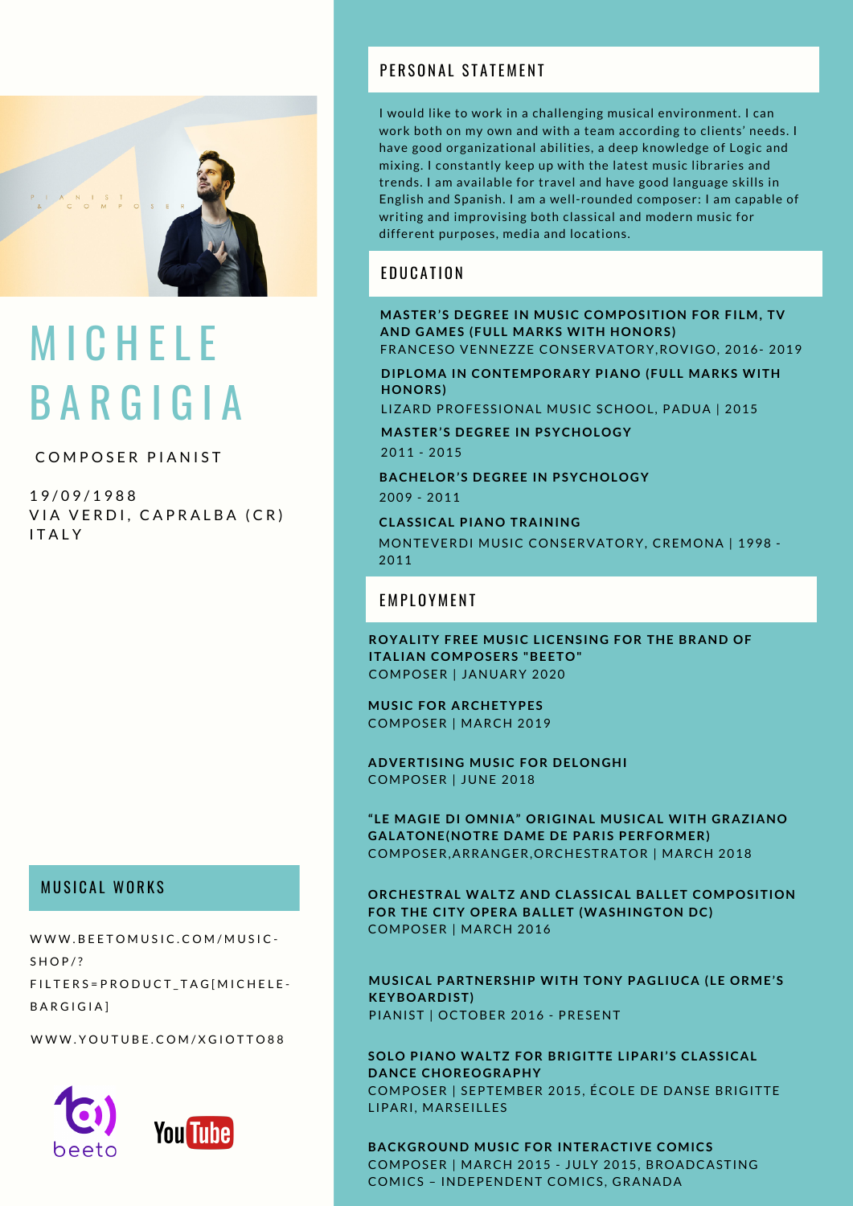# MICHELE BARGIGIA

COMPOSER PIANIST

19/09/1988
VIA VERDI, CAPRALBA (CR)
ITALY

## MUSICAL WORKS

WWW.BEETOMUSIC.COM/MUSIC-SHOP/?FILTERS=PRODUCT_TAG[MICHELE-BARGIGIA]

WWW.YOUTUBE.COM/XGIOTTO88

## PERSONAL STATEMENT

I would like to work in a challenging musical environment. I can work both on my own and with a team according to clients' needs. I have good organizational abilities, a deep knowledge of Logic and mixing. I constantly keep up with the latest music libraries and trends. I am available for travel and have good language skills in English and Spanish. I am a well-rounded composer: I am capable of writing and improvising both classical and modern music for different purposes, media and locations.

## EDUCATION

**MASTER'S DEGREE IN MUSIC COMPOSITION FOR FILM, TV AND GAMES (FULL MARKS WITH HONORS)**
FRANCESO VENNEZZE CONSERVATORY,ROVIGO, 2016- 2019

**DIPLOMA IN CONTEMPORARY PIANO (FULL MARKS WITH HONORS)**
LIZARD PROFESSIONAL MUSIC SCHOOL, PADUA | 2015

**MASTER'S DEGREE IN PSYCHOLOGY**
2011 - 2015

**BACHELOR'S DEGREE IN PSYCHOLOGY**
2009 - 2011

**CLASSICAL PIANO TRAINING**
MONTEVERDI MUSIC CONSERVATORY, CREMONA | 1998 - 2011

## EMPLOYMENT

**ROYALITY FREE MUSIC LICENSING FOR THE BRAND OF ITALIAN COMPOSERS "BEETO"**
COMPOSER | JANUARY 2020

**MUSIC FOR ARCHETYPES**
COMPOSER | MARCH 2019

**ADVERTISING MUSIC FOR DELONGHI**
COMPOSER | JUNE 2018

**"LE MAGIE DI OMNIA" ORIGINAL MUSICAL WITH GRAZIANO GALATONE(NOTRE DAME DE PARIS PERFORMER)**
COMPOSER,ARRANGER,ORCHESTRATOR | MARCH 2018

**ORCHESTRAL WALTZ AND CLASSICAL BALLET COMPOSITION FOR THE CITY OPERA BALLET (WASHINGTON DC)**
COMPOSER | MARCH 2016

**MUSICAL PARTNERSHIP WITH TONY PAGLIUCA (LE ORME'S KEYBOARDIST)**
PIANIST | OCTOBER 2016 - PRESENT

**SOLO PIANO WALTZ FOR BRIGITTE LIPARI'S CLASSICAL DANCE CHOREOGRAPHY**
COMPOSER | SEPTEMBER 2015, ÉCOLE DE DANSE BRIGITTE LIPARI, MARSEILLES

**BACKGROUND MUSIC FOR INTERACTIVE COMICS**
COMPOSER | MARCH 2015 - JULY 2015, BROADCASTING COMICS – INDEPENDENT COMICS, GRANADA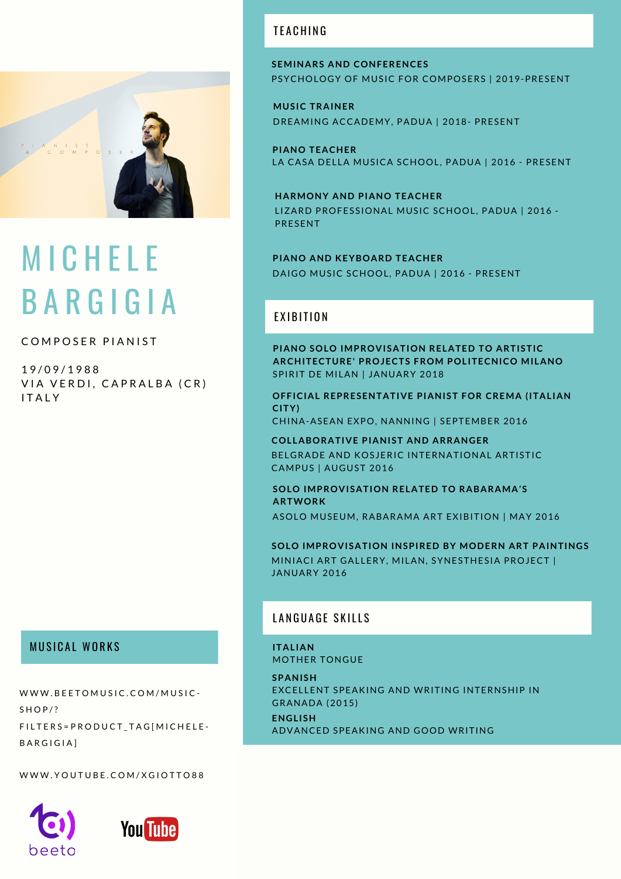# MICHELE BARGIGIA

COMPOSER PIANIST

19/09/1988
VIA VERDI, CAPRALBA (CR)
ITALY

## MUSICAL WORKS

WWW.BEETOMUSIC.COM/MUSIC-SHOP/?FILTERS=PRODUCT_TAG[MICHELE-BARGIGIA]

WWW.YOUTUBE.COM/XGIOTTO88

## TEACHING

**SEMINARS AND CONFERENCES**
PSYCHOLOGY OF MUSIC FOR COMPOSERS | 2019-PRESENT

**MUSIC TRAINER**
DREAMING ACCADEMY, PADUA | 2018- PRESENT

**PIANO TEACHER**
LA CASA DELLA MUSICA SCHOOL, PADUA | 2016 - PRESENT

**HARMONY AND PIANO TEACHER**
LIZARD PROFESSIONAL MUSIC SCHOOL, PADUA | 2016 - PRESENT

**PIANO AND KEYBOARD TEACHER**
DAIGO MUSIC SCHOOL, PADUA | 2016 - PRESENT

## EXIBITION

**PIANO SOLO IMPROVISATION RELATED TO ARTISTIC ARCHITECTURE' PROJECTS FROM POLITECNICO MILANO**
SPIRIT DE MILAN | JANUARY 2018

**OFFICIAL REPRESENTATIVE PIANIST FOR CREMA (ITALIAN CITY)**
CHINA-ASEAN EXPO, NANNING | SEPTEMBER 2016

**COLLABORATIVE PIANIST AND ARRANGER**
BELGRADE AND KOSJERIC INTERNATIONAL ARTISTIC CAMPUS | AUGUST 2016

**SOLO IMPROVISATION RELATED TO RABARAMA'S ARTWORK**
ASOLO MUSEUM, RABARAMA ART EXHIBITION | MAY 2016

**SOLO IMPROVISATION INSPIRED BY MODERN ART PAINTINGS**
MINIACI ART GALLERY, MILAN, SYNESTHESIA PROJECT | JANUARY 2016

## LANGUAGE SKILLS

**ITALIAN**
MOTHER TONGUE

**SPANISH**
EXCELLENT SPEAKING AND WRITING INTERNSHIP IN GRANADA (2015)

**ENGLISH**
ADVANCED SPEAKING AND GOOD WRITING